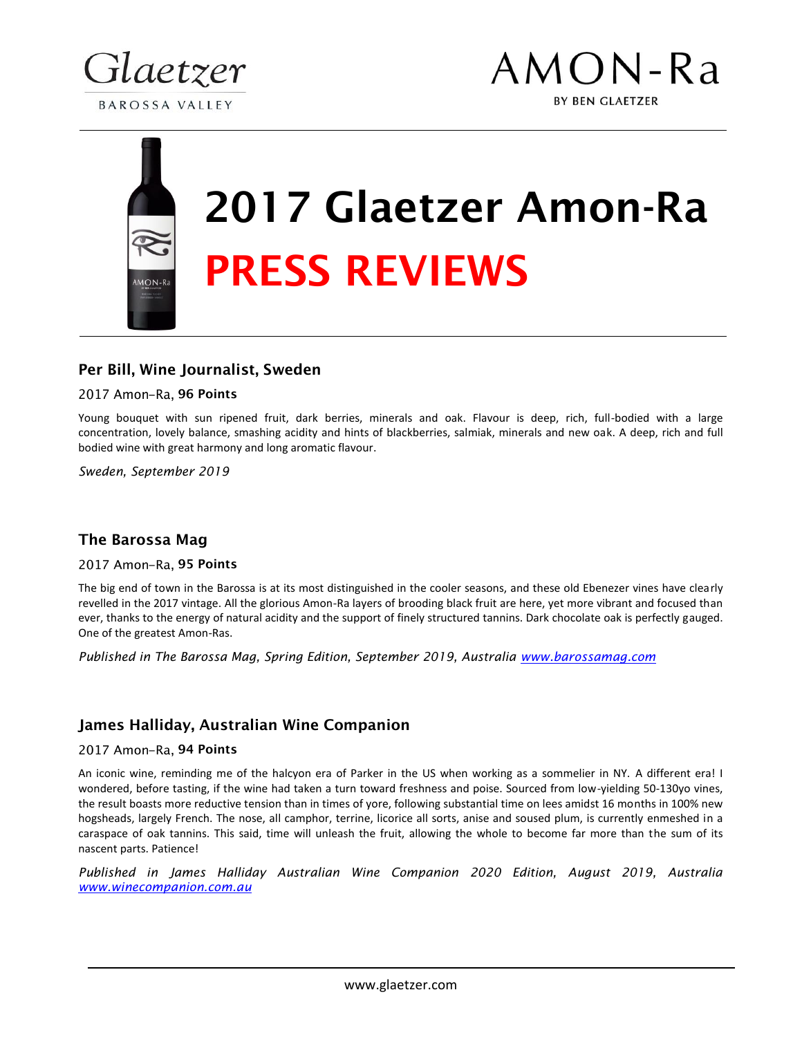Glaetzer

BAROSSA VALLEY

AMON-Ra

BY BEN GLAETZER

# 2017 Glaetzer Amon-Ra

# PRESS REVIEWS

### Per Bill, Wine Journalist, Sweden

2017 Amon–Ra, **96 Points**

Young bouquet with sun ripened fruit, dark berries, minerals and oak. Flavour is deep, rich, full-bodied with a large concentration, lovely balance, smashing acidity and hints of blackberries, salmiak, minerals and new oak. A deep, rich and full bodied wine with great harmony and long aromatic flavour.

*Sweden, September 2019*

### The Barossa Mag

2017 Amon–Ra, **95 Points**

The big end of town in the Barossa is at its most distinguished in the cooler seasons, and these old Ebenezer vines have clearly revelled in the 2017 vintage. All the glorious Amon-Ra layers of brooding black fruit are here, yet more vibrant and focused than ever, thanks to the energy of natural acidity and the support of finely structured tannins. Dark chocolate oak is perfectly gauged. One of the greatest Amon-Ras.

*Published in The Barossa Mag, Spring Edition, September 2019, Australia [www.barossamag.com](www.barossamag.com)*

### James Halliday, Australian Wine Companion

2017 Amon–Ra, **94 Points**

An iconic wine, reminding me of the halcyon era of Parker in the US when working as a sommelier in NY. A different era! I wondered, before tasting, if the wine had taken a turn toward freshness and poise. Sourced from low-yielding 50-130yo vines, the result boasts more reductive tension than in times of yore, following substantial time on lees amidst 16 months in 100% new hogsheads, largely French. The nose, all camphor, terrine, licorice all sorts, anise and soused plum, is currently enmeshed in a caraspace of oak tannins. This said, time will unleash the fruit, allowing the whole to become far more than the sum of its nascent parts. Patience!

*Published in James Halliday Australian Wine Companion 2020 Edition, August 2019, Australia [www.winecompanion.com.au](www.winecompanion.com.au)*

www.glaetzer.com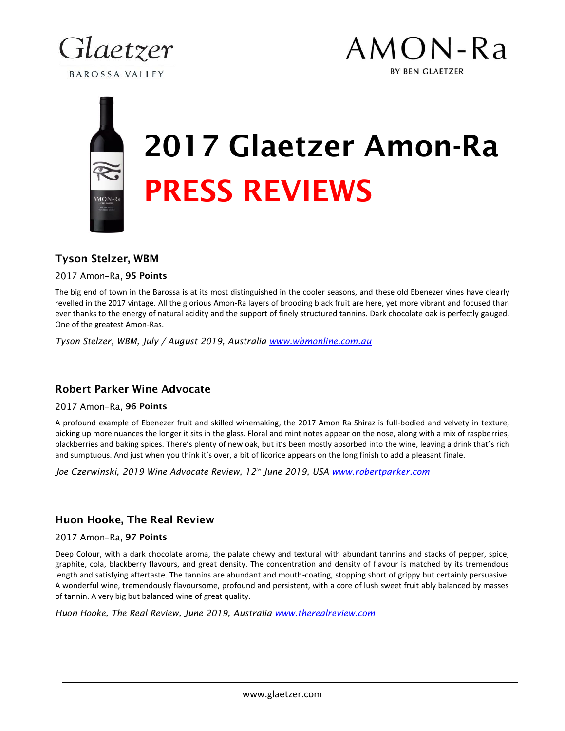Glaetzer

BAROSSA VALLEY

AMON-Ra

BY BEN GLAETZER

# 2017 Glaetzer Amon-Ra

# PRESS REVIEWS

### Tyson Stelzer, WBM

2017 Amon-Ra, **95 Points**

The big end of town in the Barossa is at its most distinguished in the cooler seasons, and these old Ebenezer vines have clearly revelled in the 2017 vintage. All the glorious Amon-Ra layers of brooding black fruit are here, yet more vibrant and focused than ever thanks to the energy of natural acidity and the support of finely structured tannins. Dark chocolate oak is perfectly gauged. One of the greatest Amon-Ras.

*Tyson Stelzer, WBM, July / August 2019, Australia www.wbmonline.com.au*

### Robert Parker Wine Advocate

2017 Amon-Ra, **96 Points**

A profound example of Ebenezer fruit and skilled winemaking, the 2017 Amon Ra Shiraz is full-bodied and velvety in texture, picking up more nuances the longer it sits in the glass. Floral and mint notes appear on the nose, along with a mix of raspberries, blackberries and baking spices. There's plenty of new oak, but it's been mostly absorbed into the wine, leaving a drink that's rich and sumptuous. And just when you think it's over, a bit of licorice appears on the long finish to add a pleasant finale.

*Joe Czerwinski, 2019 Wine Advocate Review, 12th June 2019, USA www.robertparker.com*

### Huon Hooke, The Real Review

2017 Amon-Ra, **97 Points**

Deep Colour, with a dark chocolate aroma, the palate chewy and textural with abundant tannins and stacks of pepper, spice, graphite, cola, blackberry flavours, and great density. The concentration and density of flavour is matched by its tremendous length and satisfying aftertaste. The tannins are abundant and mouth-coating, stopping short of grippy but certainly persuasive. A wonderful wine, tremendously flavoursome, profound and persistent, with a core of lush sweet fruit ably balanced by masses of tannin. A very big but balanced wine of great quality.

*Huon Hooke, The Real Review, June 2019, Australia www.therealreview.com*